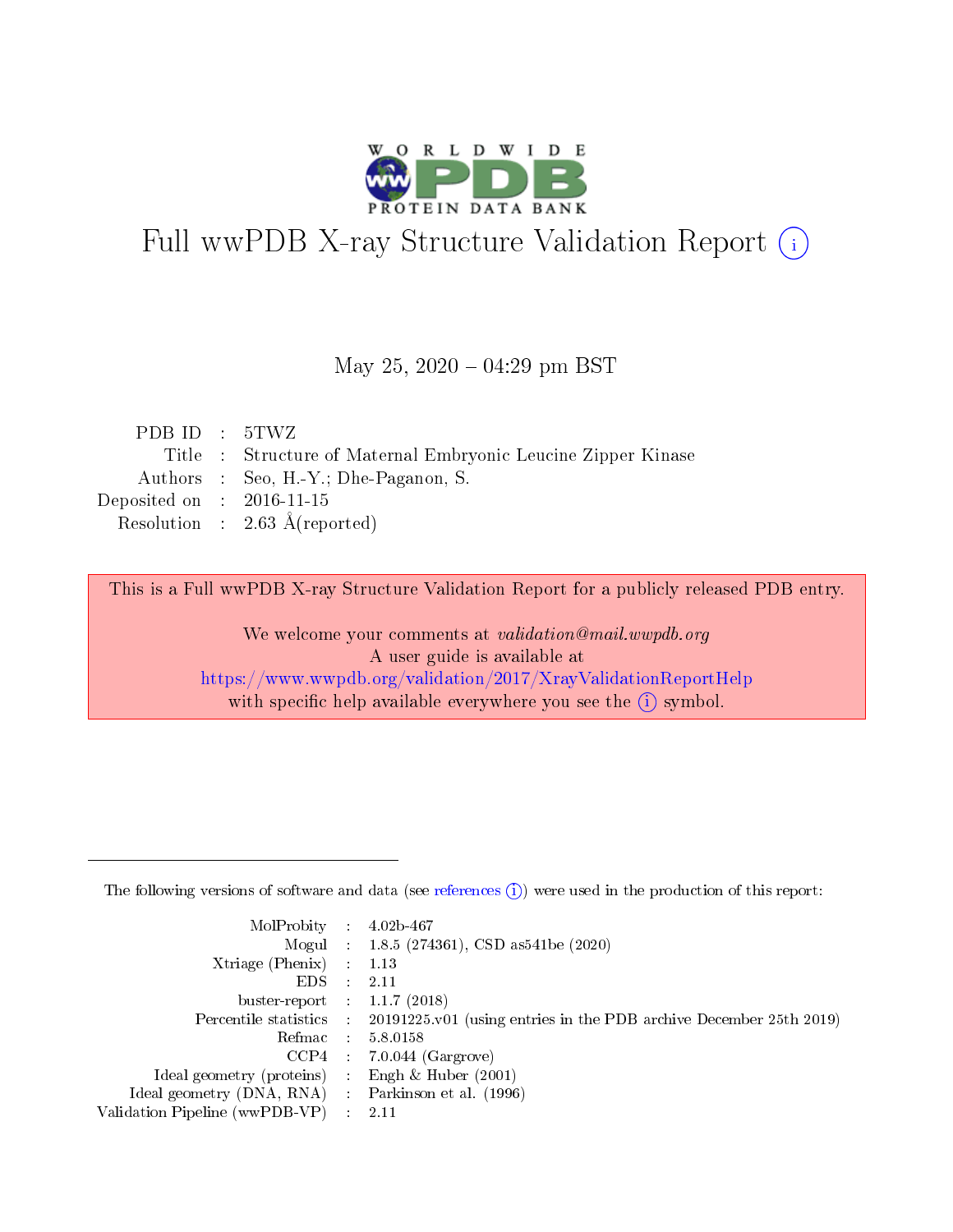# Full wwPDB X-ray Structure Validation Report (i)

May 25, 2020 – 04:29 pm BST

| | | |
|---|---|---|
| PDB ID | : | 5TWZ |
| Title | : | Structure of Maternal Embryonic Leucine Zipper Kinase |
| Authors | : | Seo, H.-Y.; Dhe-Paganon, S. |
| Deposited on | : | 2016-11-15 |
| Resolution | : | 2.63 Å(reported) |

This is a Full wwPDB X-ray Structure Validation Report for a publicly released PDB entry.

We welcome your comments at *validation@mail.wwpdb.org*
A user guide is available at
https://www.wwpdb.org/validation/2017/XrayValidationReportHelp
with specific help available everywhere you see the (i) symbol.

---

The following versions of software and data (see references (i)) were used in the production of this report:

| | | |
|---|---|---|
| MolProbity | : | 4.02b-467 |
| Mogul | : | 1.8.5 (274361), CSD as541be (2020) |
| Xtriage (Phenix) | : | 1.13 |
| EDS | : | 2.11 |
| buster-report | : | 1.1.7 (2018) |
| Percentile statistics | : | 20191225.v01 (using entries in the PDB archive December 25th 2019) |
| Refmac | : | 5.8.0158 |
| CCP4 | : | 7.0.044 (Gargrove) |
| Ideal geometry (proteins) | : | Engh & Huber (2001) |
| Ideal geometry (DNA, RNA) | : | Parkinson et al. (1996) |
| Validation Pipeline (wwPDB-VP) | : | 2.11 |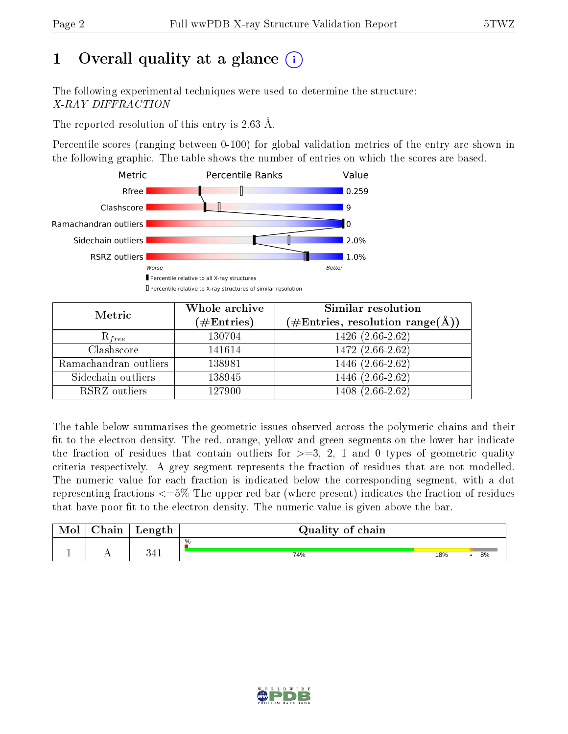# 1 Overall quality at a glance

The following experimental techniques were used to determine the structure:
*X-RAY DIFFRACTION*

The reported resolution of this entry is 2.63 Å.

Percentile scores (ranging between 0-100) for global validation metrics of the entry are shown in the following graphic. The table shows the number of entries on which the scores are based.

| Metric | Value |
|---|---|
| Rfree | 0.259 |
| Clashscore | 9 |
| Ramachandran outliers | 0 |
| Sidechain outliers | 2.0% |
| RSRZ outliers | 1.0% |

| Metric | Whole archive (#Entries) | Similar resolution (#Entries, resolution range(Å)) |
|---|---|---|
| $R_{free}$ | 130704 | 1426 (2.66-2.62) |
| Clashscore | 141614 | 1472 (2.66-2.62) |
| Ramachandran outliers | 138981 | 1446 (2.66-2.62) |
| Sidechain outliers | 138945 | 1446 (2.66-2.62) |
| RSRZ outliers | 127900 | 1408 (2.66-2.62) |

The table below summarises the geometric issues observed across the polymeric chains and their fit to the electron density. The red, orange, yellow and green segments on the lower bar indicate the fraction of residues that contain outliers for >=3, 2, 1 and 0 types of geometric quality criteria respectively. A grey segment represents the fraction of residues that are not modelled. The numeric value for each fraction is indicated below the corresponding segment, with a dot representing fractions <=5% The upper red bar (where present) indicates the fraction of residues that have poor fit to the electron density. The numeric value is given above the bar.

| Mol | Chain | Length | Quality of chain |
|---|---|---|---|
| 1 | A | 341 | 74% · 18% · 8% |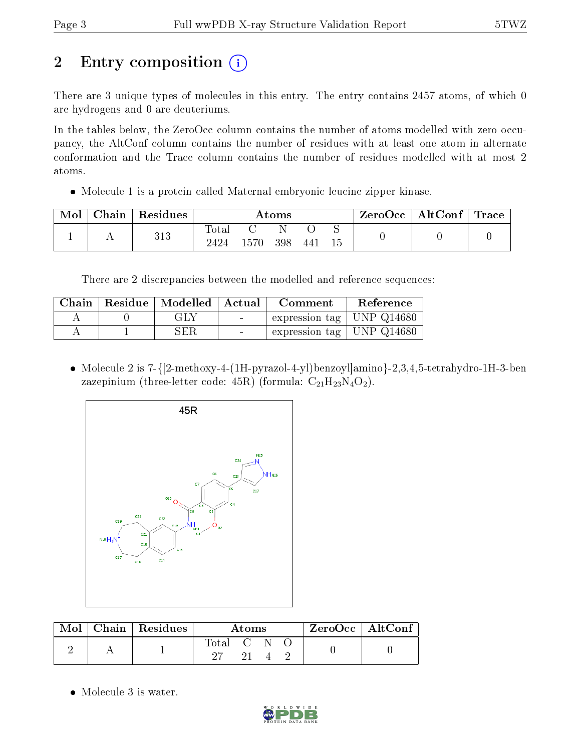# 2 Entry composition

There are 3 unique types of molecules in this entry. The entry contains 2457 atoms, of which 0 are hydrogens and 0 are deuteriums.

In the tables below, the ZeroOcc column contains the number of atoms modelled with zero occupancy, the AltConf column contains the number of residues with at least one atom in alternate conformation and the Trace column contains the number of residues modelled with at most 2 atoms.

- Molecule 1 is a protein called Maternal embryonic leucine zipper kinase.

| Mol | Chain | Residues | Atoms | | | | | ZeroOcc | AltConf | Trace |
|---|---|---|---|---|---|---|---|---|---|---|
| | | | Total | C | N | O | S | | | |
| 1 | A | 313 | 2424 | 1570 | 398 | 441 | 15 | 0 | 0 | 0 |

There are 2 discrepancies between the modelled and reference sequences:

| Chain | Residue | Modelled | Actual | Comment | Reference |
|---|---|---|---|---|---|
| A | 0 | GLY | - | expression tag | UNP Q14680 |
| A | 1 | SER | - | expression tag | UNP Q14680 |

- Molecule 2 is 7-{[2-methoxy-4-(1H-pyrazol-4-yl)benzoyl]amino}-2,3,4,5-tetrahydro-1H-3-benzazepinium (three-letter code: 45R) (formula: $C_{21}H_{23}N_4O_2$).

| Mol | Chain | Residues | Atoms | | | | ZeroOcc | AltConf |
|---|---|---|---|---|---|---|---|---|
| | | | Total | C | N | O | | |
| 2 | A | 1 | 27 | 21 | 4 | 2 | 0 | 0 |

- Molecule 3 is water.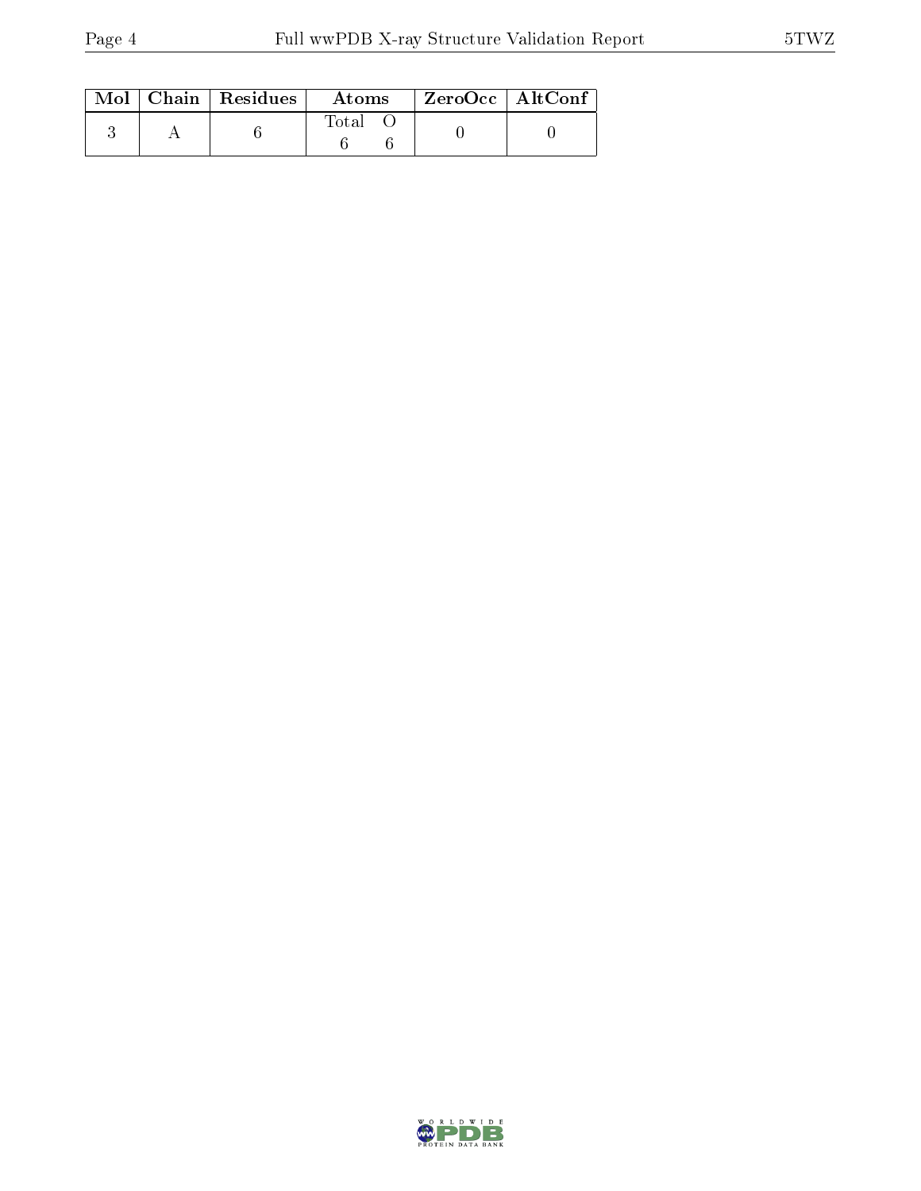| Mol | Chain | Residues | Atoms | | ZeroOcc | AltConf |
|---|---|---|---|---|---|---|
| | | | Total | O | | |
| 3 | A | 6 | 6 | 6 | 0 | 0 |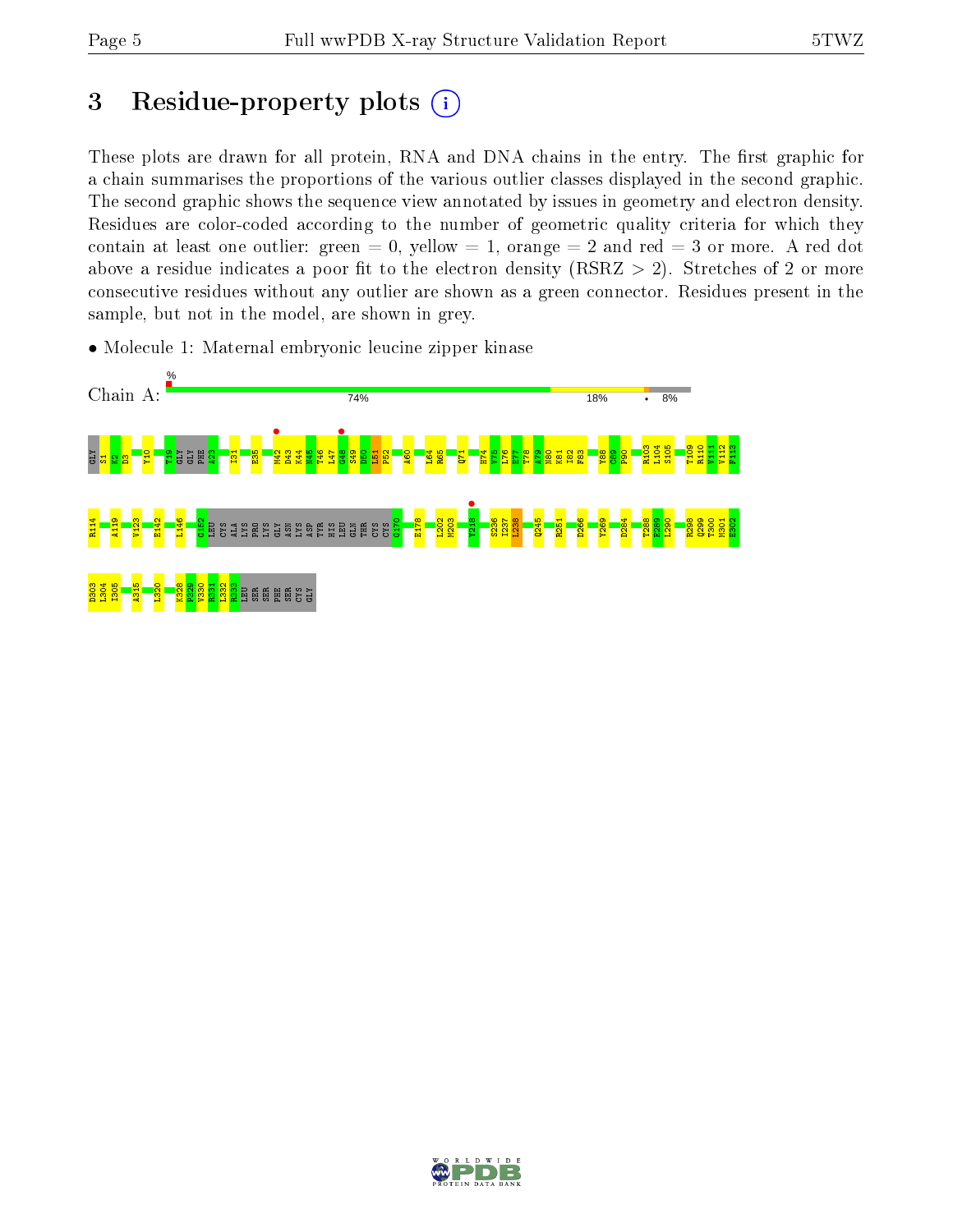# 3 Residue-property plots

These plots are drawn for all protein, RNA and DNA chains in the entry. The first graphic for a chain summarises the proportions of the various outlier classes displayed in the second graphic. The second graphic shows the sequence view annotated by issues in geometry and electron density. Residues are color-coded according to the number of geometric quality criteria for which they contain at least one outlier: green = 0, yellow = 1, orange = 2 and red = 3 or more. A red dot above a residue indicates a poor fit to the electron density (RSRZ > 2). Stretches of 2 or more consecutive residues without any outlier are shown as a green connector. Residues present in the sample, but not in the model, are shown in grey.

- Molecule 1: Maternal embryonic leucine zipper kinase

Chain A: % 74% 18% • 8%

GLY S1 K2 D3 Y10 T19 GLY GLY PHE A23 I31 E35 M42 D43 K44 N45 T46 L47 G48 S49 D50 L51 P52 A60 L64 R65 Q71 H74 V75 L76 E77 T78 A79 N80 K81 I82 F83 Y88 C89 P90 R103 L104 S105 T109 R110 V111 V112 F113

R114 A119 V123 E142 L146 G152 LEU CYS ALA LYS PRO LYS GLY ASN LYS ASP TYR HIS LEU GLN THR CYS CYS G170 E178 L202 M203 Y218 S236 I237 L238 Q245 R251 D266 Y269 D284 T288 E289 L290 R298 Q299 T300 M301 E302

D303 L304 I305 A315 L320 K328 P329 V330 R331 L332 R333 LEU SER SER PHE SER CYS GLY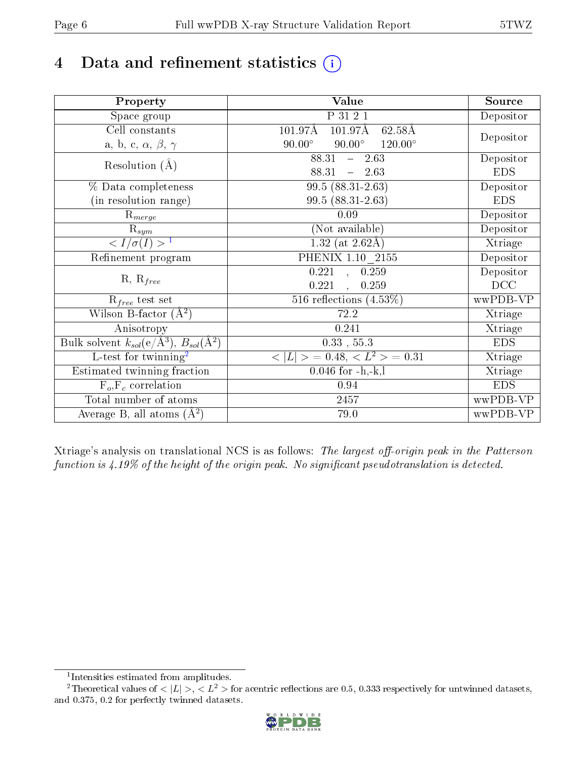# 4 Data and refinement statistics (i)

| Property | Value | Source |
|---|---|---|
| Space group | P 31 2 1 | Depositor |
| Cell constants<br>a, b, c, $\alpha$, $\beta$, $\gamma$ | 101.97Å 101.97Å 62.58Å<br>90.00° 90.00° 120.00° | Depositor |
| Resolution (Å) | 88.31 – 2.63<br>88.31 – 2.63 | Depositor<br>EDS |
| % Data completeness<br>(in resolution range) | 99.5 (88.31-2.63)<br>99.5 (88.31-2.63) | Depositor<br>EDS |
| $R_{merge}$ | 0.09 | Depositor |
| $R_{sym}$ | (Not available) | Depositor |
| $< I/\sigma(I) >$ [1] | 1.32 (at 2.62Å) | Xtriage |
| Refinement program | PHENIX 1.10_2155 | Depositor |
| R, $R_{free}$ | 0.221 , 0.259<br>0.221 , 0.259 | Depositor<br>DCC |
| $R_{free}$ test set | 516 reflections (4.53%) | wwPDB-VP |
| Wilson B-factor (Å$^2$) | 72.2 | Xtriage |
| Anisotropy | 0.241 | Xtriage |
| Bulk solvent $k_{sol}$(e/Å$^3$), $B_{sol}$(Å$^2$) | 0.33 , 55.3 | EDS |
| L-test for twinning[2] | $< \|L\| > = 0.48$, $< L^2 > = 0.31$ | Xtriage |
| Estimated twinning fraction | 0.046 for -h,-k,l | Xtriage |
| $F_o$,$F_c$ correlation | 0.94 | EDS |
| Total number of atoms | 2457 | wwPDB-VP |
| Average B, all atoms (Å$^2$) | 79.0 | wwPDB-VP |

Xtriage's analysis on translational NCS is as follows: *The largest off-origin peak in the Patterson function is 4.19% of the height of the origin peak. No significant pseudotranslation is detected.*

[1] Intensities estimated from amplitudes.

[2] Theoretical values of $< |L| >$, $< L^2 >$ for acentric reflections are 0.5, 0.333 respectively for untwinned datasets, and 0.375, 0.2 for perfectly twinned datasets.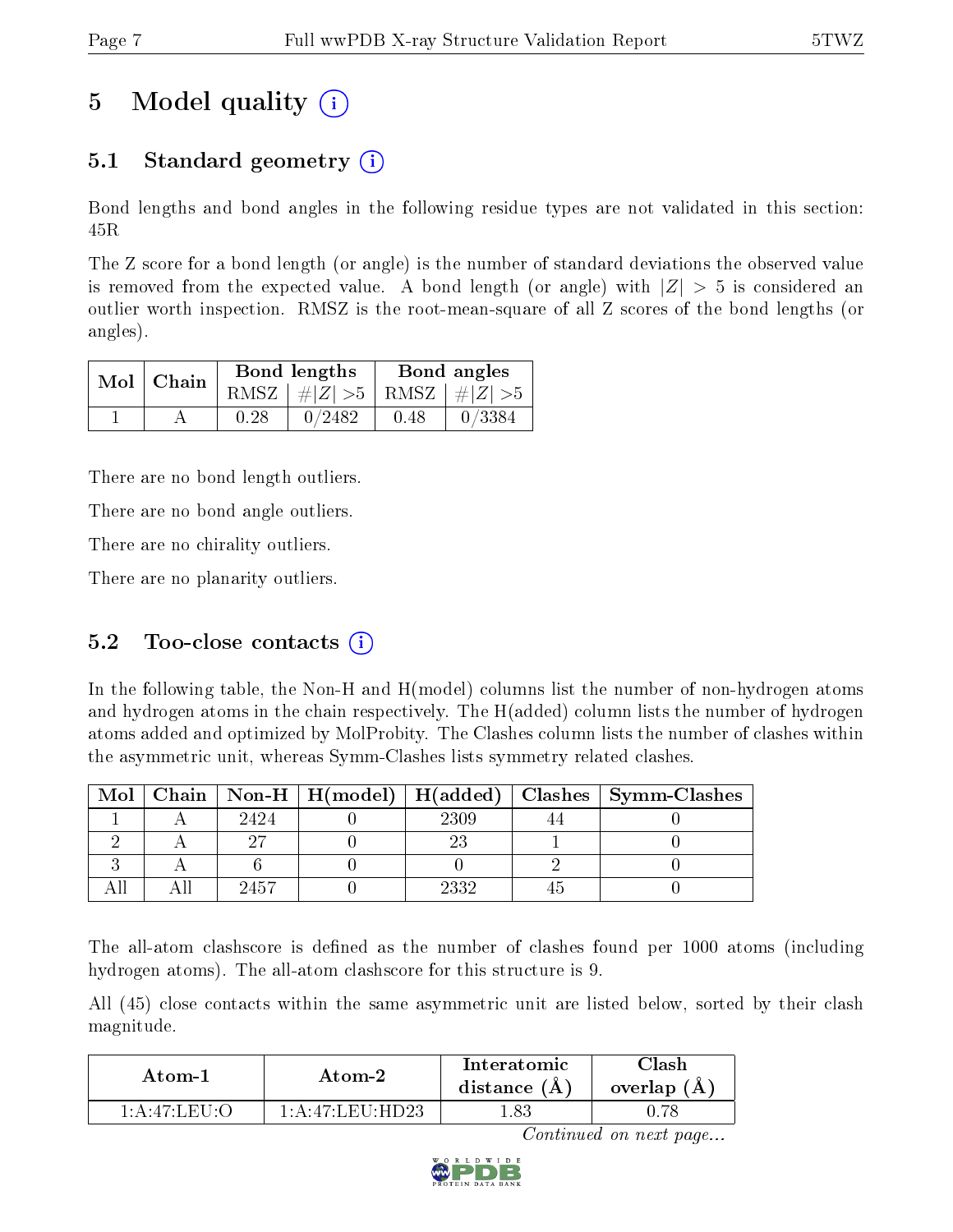# 5 Model quality (i)

## 5.1 Standard geometry (i)

Bond lengths and bond angles in the following residue types are not validated in this section: 45R

The Z score for a bond length (or angle) is the number of standard deviations the observed value is removed from the expected value. A bond length (or angle) with $|Z| > 5$ is considered an outlier worth inspection. RMSZ is the root-mean-square of all Z scores of the bond lengths (or angles).

| Mol | Chain | Bond lengths | | Bond angles | |
|---|---|---|---|---|---|
| | | RMSZ | #\|Z\| >5 | RMSZ | #\|Z\| >5 |
| 1 | A | 0.28 | 0/2482 | 0.48 | 0/3384 |

There are no bond length outliers.

There are no bond angle outliers.

There are no chirality outliers.

There are no planarity outliers.

## 5.2 Too-close contacts (i)

In the following table, the Non-H and H(model) columns list the number of non-hydrogen atoms and hydrogen atoms in the chain respectively. The H(added) column lists the number of hydrogen atoms added and optimized by MolProbity. The Clashes column lists the number of clashes within the asymmetric unit, whereas Symm-Clashes lists symmetry related clashes.

| Mol | Chain | Non-H | H(model) | H(added) | Clashes | Symm-Clashes |
|---|---|---|---|---|---|---|
| 1 | A | 2424 | 0 | 2309 | 44 | 0 |
| 2 | A | 27 | 0 | 23 | 1 | 0 |
| 3 | A | 6 | 0 | 0 | 2 | 0 |
| All | All | 2457 | 0 | 2332 | 45 | 0 |

The all-atom clashscore is defined as the number of clashes found per 1000 atoms (including hydrogen atoms). The all-atom clashscore for this structure is 9.

All (45) close contacts within the same asymmetric unit are listed below, sorted by their clash magnitude.

| Atom-1 | Atom-2 | Interatomic distance (Å) | Clash overlap (Å) |
|---|---|---|---|
| 1:A:47:LEU:O | 1:A:47:LEU:HD23 | 1.83 | 0.78 |

*Continued on next page...*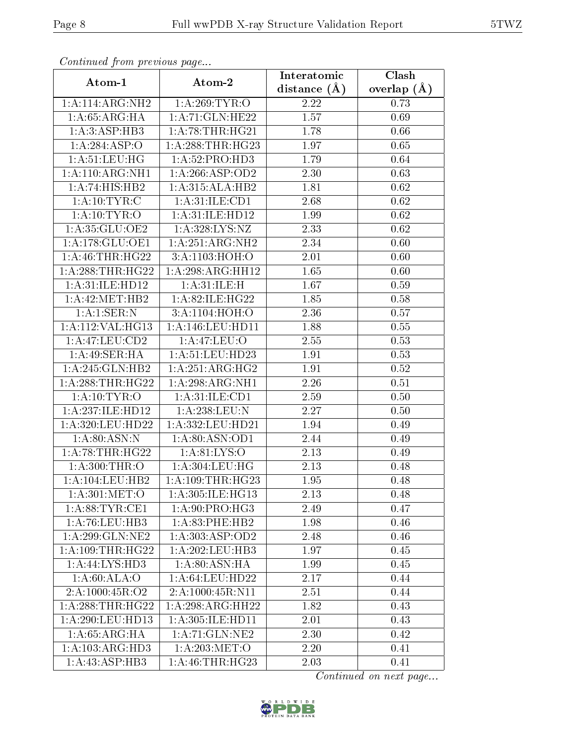*Continued from previous page...*

| Atom-1 | Atom-2 | Interatomic distance (Å) | Clash overlap (Å) |
|---|---|---|---|
| 1:A:114:ARG:NH2 | 1:A:269:TYR:O | 2.22 | 0.73 |
| 1:A:65:ARG:HA | 1:A:71:GLN:HE22 | 1.57 | 0.69 |
| 1:A:3:ASP:HB3 | 1:A:78:THR:HG21 | 1.78 | 0.66 |
| 1:A:284:ASP:O | 1:A:288:THR:HG23 | 1.97 | 0.65 |
| 1:A:51:LEU:HG | 1:A:52:PRO:HD3 | 1.79 | 0.64 |
| 1:A:110:ARG:NH1 | 1:A:266:ASP:OD2 | 2.30 | 0.63 |
| 1:A:74:HIS:HB2 | 1:A:315:ALA:HB2 | 1.81 | 0.62 |
| 1:A:10:TYR:C | 1:A:31:ILE:CD1 | 2.68 | 0.62 |
| 1:A:10:TYR:O | 1:A:31:ILE:HD12 | 1.99 | 0.62 |
| 1:A:35:GLU:OE2 | 1:A:328:LYS:NZ | 2.33 | 0.62 |
| 1:A:178:GLU:OE1 | 1:A:251:ARG:NH2 | 2.34 | 0.60 |
| 1:A:46:THR:HG22 | 3:A:1103:HOH:O | 2.01 | 0.60 |
| 1:A:288:THR:HG22 | 1:A:298:ARG:HH12 | 1.65 | 0.60 |
| 1:A:31:ILE:HD12 | 1:A:31:ILE:H | 1.67 | 0.59 |
| 1:A:42:MET:HB2 | 1:A:82:ILE:HG22 | 1.85 | 0.58 |
| 1:A:1:SER:N | 3:A:1104:HOH:O | 2.36 | 0.57 |
| 1:A:112:VAL:HG13 | 1:A:146:LEU:HD11 | 1.88 | 0.55 |
| 1:A:47:LEU:CD2 | 1:A:47:LEU:O | 2.55 | 0.53 |
| 1:A:49:SER:HA | 1:A:51:LEU:HD23 | 1.91 | 0.53 |
| 1:A:245:GLN:HB2 | 1:A:251:ARG:HG2 | 1.91 | 0.52 |
| 1:A:288:THR:HG22 | 1:A:298:ARG:NH1 | 2.26 | 0.51 |
| 1:A:10:TYR:O | 1:A:31:ILE:CD1 | 2.59 | 0.50 |
| 1:A:237:ILE:HD12 | 1:A:238:LEU:N | 2.27 | 0.50 |
| 1:A:320:LEU:HD22 | 1:A:332:LEU:HD21 | 1.94 | 0.49 |
| 1:A:80:ASN:N | 1:A:80:ASN:OD1 | 2.44 | 0.49 |
| 1:A:78:THR:HG22 | 1:A:81:LYS:O | 2.13 | 0.49 |
| 1:A:300:THR:O | 1:A:304:LEU:HG | 2.13 | 0.48 |
| 1:A:104:LEU:HB2 | 1:A:109:THR:HG23 | 1.95 | 0.48 |
| 1:A:301:MET:O | 1:A:305:ILE:HG13 | 2.13 | 0.48 |
| 1:A:88:TYR:CE1 | 1:A:90:PRO:HG3 | 2.49 | 0.47 |
| 1:A:76:LEU:HB3 | 1:A:83:PHE:HB2 | 1.98 | 0.46 |
| 1:A:299:GLN:NE2 | 1:A:303:ASP:OD2 | 2.48 | 0.46 |
| 1:A:109:THR:HG22 | 1:A:202:LEU:HB3 | 1.97 | 0.45 |
| 1:A:44:LYS:HD3 | 1:A:80:ASN:HA | 1.99 | 0.45 |
| 1:A:60:ALA:O | 1:A:64:LEU:HD22 | 2.17 | 0.44 |
| 2:A:1000:45R:O2 | 2:A:1000:45R:N11 | 2.51 | 0.44 |
| 1:A:288:THR:HG22 | 1:A:298:ARG:HH22 | 1.82 | 0.43 |
| 1:A:290:LEU:HD13 | 1:A:305:ILE:HD11 | 2.01 | 0.43 |
| 1:A:65:ARG:HA | 1:A:71:GLN:NE2 | 2.30 | 0.42 |
| 1:A:103:ARG:HD3 | 1:A:203:MET:O | 2.20 | 0.41 |
| 1:A:43:ASP:HB3 | 1:A:46:THR:HG23 | 2.03 | 0.41 |

*Continued on next page...*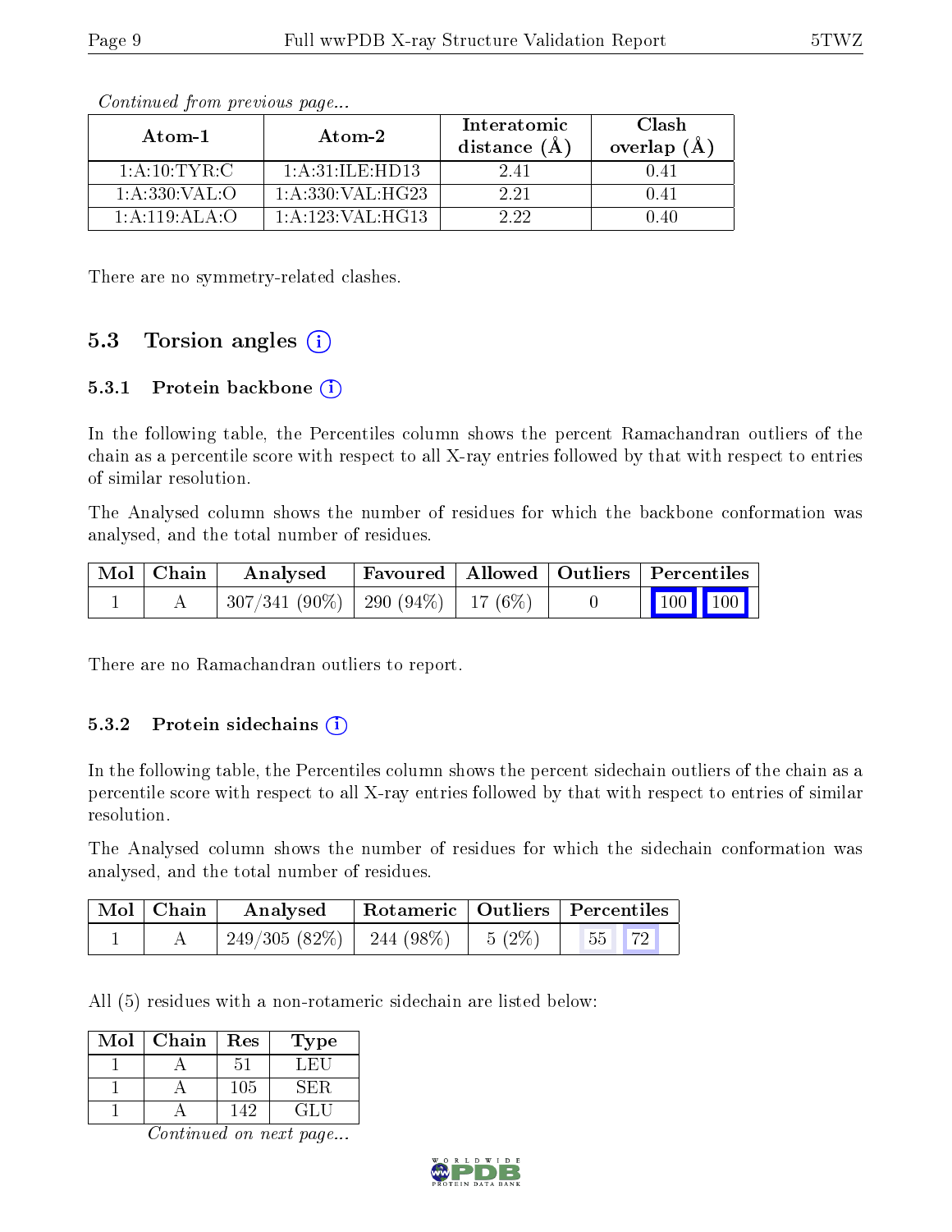*Continued from previous page...*

| Atom-1 | Atom-2 | Interatomic distance (Å) | Clash overlap (Å) |
|---|---|---|---|
| 1:A:10:TYR:C | 1:A:31:ILE:HD13 | 2.41 | 0.41 |
| 1:A:330:VAL:O | 1:A:330:VAL:HG23 | 2.21 | 0.41 |
| 1:A:119:ALA:O | 1:A:123:VAL:HG13 | 2.22 | 0.40 |

There are no symmetry-related clashes.

## 5.3 Torsion angles

### 5.3.1 Protein backbone

In the following table, the Percentiles column shows the percent Ramachandran outliers of the chain as a percentile score with respect to all X-ray entries followed by that with respect to entries of similar resolution.

The Analysed column shows the number of residues for which the backbone conformation was analysed, and the total number of residues.

| Mol | Chain | Analysed | Favoured | Allowed | Outliers | Percentiles | |
|---|---|---|---|---|---|---|---|
| 1 | A | 307/341 (90%) | 290 (94%) | 17 (6%) | 0 | 100 | 100 |

There are no Ramachandran outliers to report.

### 5.3.2 Protein sidechains

In the following table, the Percentiles column shows the percent sidechain outliers of the chain as a percentile score with respect to all X-ray entries followed by that with respect to entries of similar resolution.

The Analysed column shows the number of residues for which the sidechain conformation was analysed, and the total number of residues.

| Mol | Chain | Analysed | Rotameric | Outliers | Percentiles | |
|---|---|---|---|---|---|---|
| 1 | A | 249/305 (82%) | 244 (98%) | 5 (2%) | 55 | 72 |

All (5) residues with a non-rotameric sidechain are listed below:

| Mol | Chain | Res | Type |
|---|---|---|---|
| 1 | A | 51 | LEU |
| 1 | A | 105 | SER |
| 1 | A | 142 | GLU |

*Continued on next page...*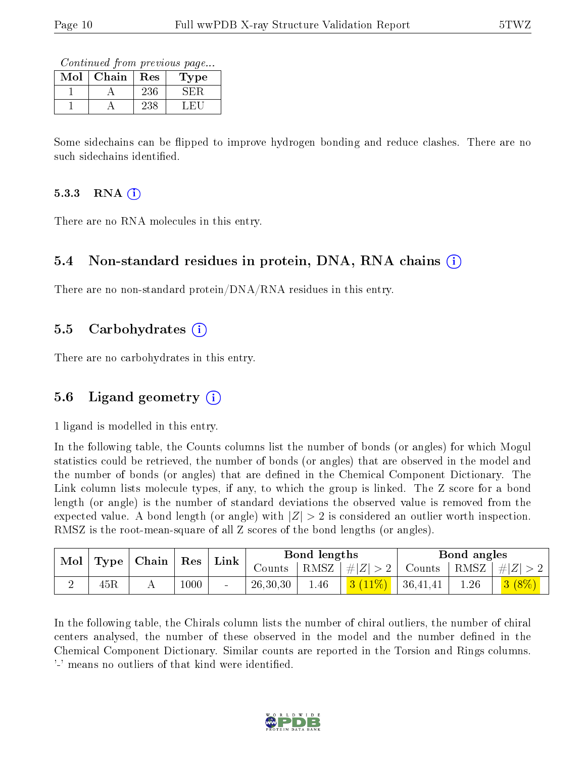*Continued from previous page...*

| Mol | Chain | Res | Type |
|---|---|---|---|
| 1 | A | 236 | SER |
| 1 | A | 238 | LEU |

Some sidechains can be flipped to improve hydrogen bonding and reduce clashes. There are no such sidechains identified.

#### 5.3.3 RNA

There are no RNA molecules in this entry.

### 5.4 Non-standard residues in protein, DNA, RNA chains

There are no non-standard protein/DNA/RNA residues in this entry.

### 5.5 Carbohydrates

There are no carbohydrates in this entry.

### 5.6 Ligand geometry

1 ligand is modelled in this entry.

In the following table, the Counts columns list the number of bonds (or angles) for which Mogul statistics could be retrieved, the number of bonds (or angles) that are observed in the model and the number of bonds (or angles) that are defined in the Chemical Component Dictionary. The Link column lists molecule types, if any, to which the group is linked. The Z score for a bond length (or angle) is the number of standard deviations the observed value is removed from the expected value. A bond length (or angle) with $|Z| > 2$ is considered an outlier worth inspection. RMSZ is the root-mean-square of all Z scores of the bond lengths (or angles).

| Mol | Type | Chain | Res | Link | Bond lengths | | | Bond angles | | |
|---|---|---|---|---|---|---|---|---|---|---|
| | | | | | Counts | RMSZ | $\#\|Z\| > 2$ | Counts | RMSZ | $\#\|Z\| > 2$ |
| 2 | 45R | A | 1000 | - | 26,30,30 | 1.46 | 3 (11%) | 36,41,41 | 1.26 | 3 (8%) |

In the following table, the Chirals column lists the number of chiral outliers, the number of chiral centers analysed, the number of these observed in the model and the number defined in the Chemical Component Dictionary. Similar counts are reported in the Torsion and Rings columns. '-' means no outliers of that kind were identified.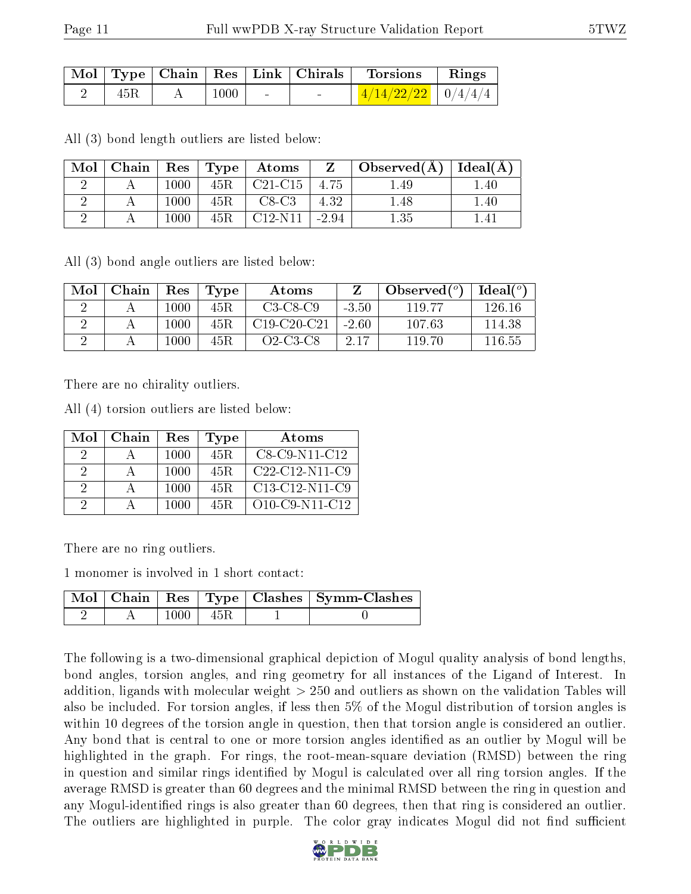| Mol | Type | Chain | Res | Link | Chirals | Torsions | Rings |
|---|---|---|---|---|---|---|---|
| 2 | 45R | A | 1000 | - | - | 4/14/22/22 | 0/4/4/4 |

All (3) bond length outliers are listed below:

| Mol | Chain | Res | Type | Atoms | Z | Observed(Å) | Ideal(Å) |
|---|---|---|---|---|---|---|---|
| 2 | A | 1000 | 45R | C21-C15 | 4.75 | 1.49 | 1.40 |
| 2 | A | 1000 | 45R | C8-C3 | 4.32 | 1.48 | 1.40 |
| 2 | A | 1000 | 45R | C12-N11 | -2.94 | 1.35 | 1.41 |

All (3) bond angle outliers are listed below:

| Mol | Chain | Res | Type | Atoms | Z | Observed(°) | Ideal(°) |
|---|---|---|---|---|---|---|---|
| 2 | A | 1000 | 45R | C3-C8-C9 | -3.50 | 119.77 | 126.16 |
| 2 | A | 1000 | 45R | C19-C20-C21 | -2.60 | 107.63 | 114.38 |
| 2 | A | 1000 | 45R | O2-C3-C8 | 2.17 | 119.70 | 116.55 |

There are no chirality outliers.

All (4) torsion outliers are listed below:

| Mol | Chain | Res | Type | Atoms |
|---|---|---|---|---|
| 2 | A | 1000 | 45R | C8-C9-N11-C12 |
| 2 | A | 1000 | 45R | C22-C12-N11-C9 |
| 2 | A | 1000 | 45R | C13-C12-N11-C9 |
| 2 | A | 1000 | 45R | O10-C9-N11-C12 |

There are no ring outliers.

1 monomer is involved in 1 short contact:

| Mol | Chain | Res | Type | Clashes | Symm-Clashes |
|---|---|---|---|---|---|
| 2 | A | 1000 | 45R | 1 | 0 |

The following is a two-dimensional graphical depiction of Mogul quality analysis of bond lengths, bond angles, torsion angles, and ring geometry for all instances of the Ligand of Interest. In addition, ligands with molecular weight > 250 and outliers as shown on the validation Tables will also be included. For torsion angles, if less then 5% of the Mogul distribution of torsion angles is within 10 degrees of the torsion angle in question, then that torsion angle is considered an outlier. Any bond that is central to one or more torsion angles identified as an outlier by Mogul will be highlighted in the graph. For rings, the root-mean-square deviation (RMSD) between the ring in question and similar rings identified by Mogul is calculated over all ring torsion angles. If the average RMSD is greater than 60 degrees and the minimal RMSD between the ring in question and any Mogul-identified rings is also greater than 60 degrees, then that ring is considered an outlier. The outliers are highlighted in purple. The color gray indicates Mogul did not find sufficient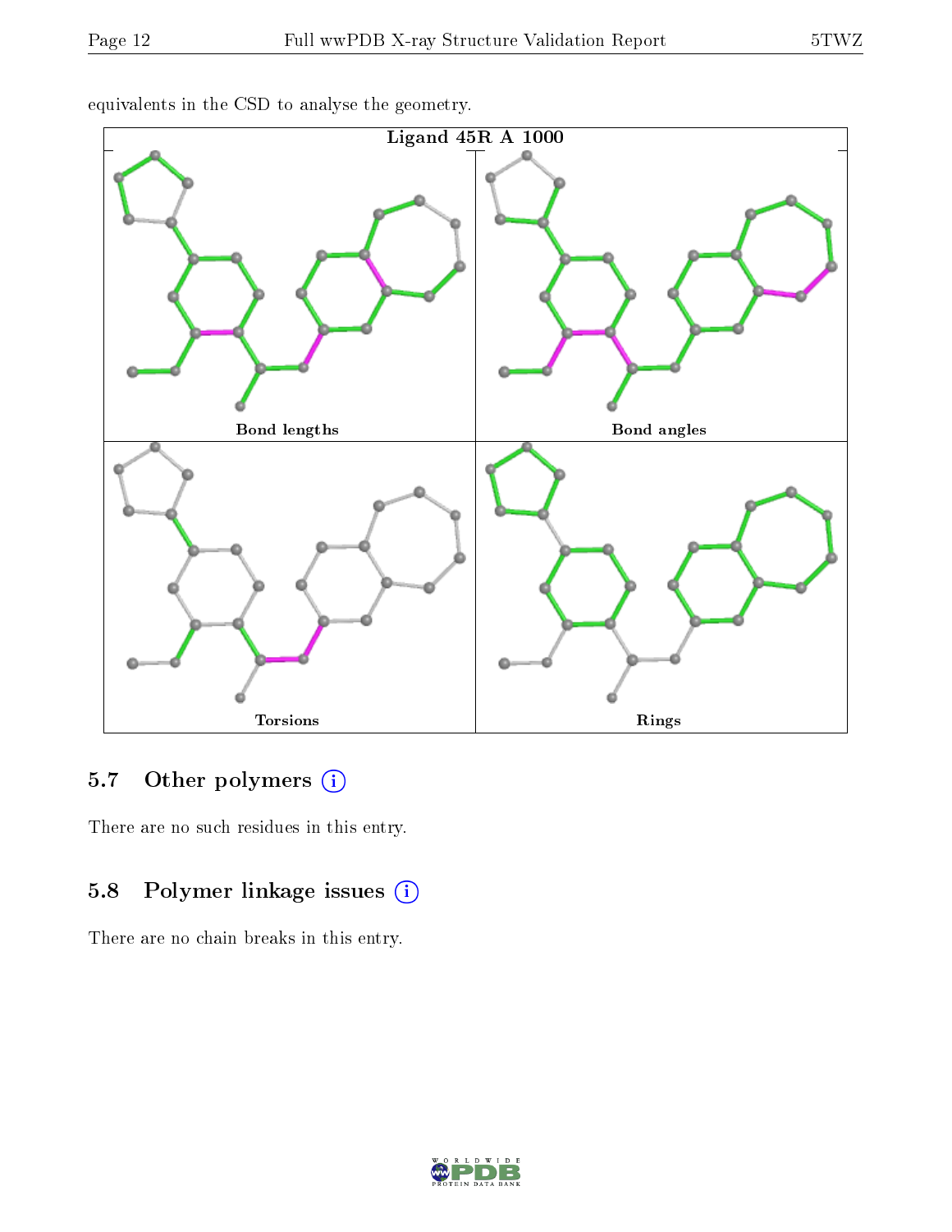equivalents in the CSD to analyse the geometry.

Ligand 45R A 1000

Bond lengths

Bond angles

Torsions

Rings

### 5.7 Other polymers (i)

There are no such residues in this entry.

### 5.8 Polymer linkage issues (i)

There are no chain breaks in this entry.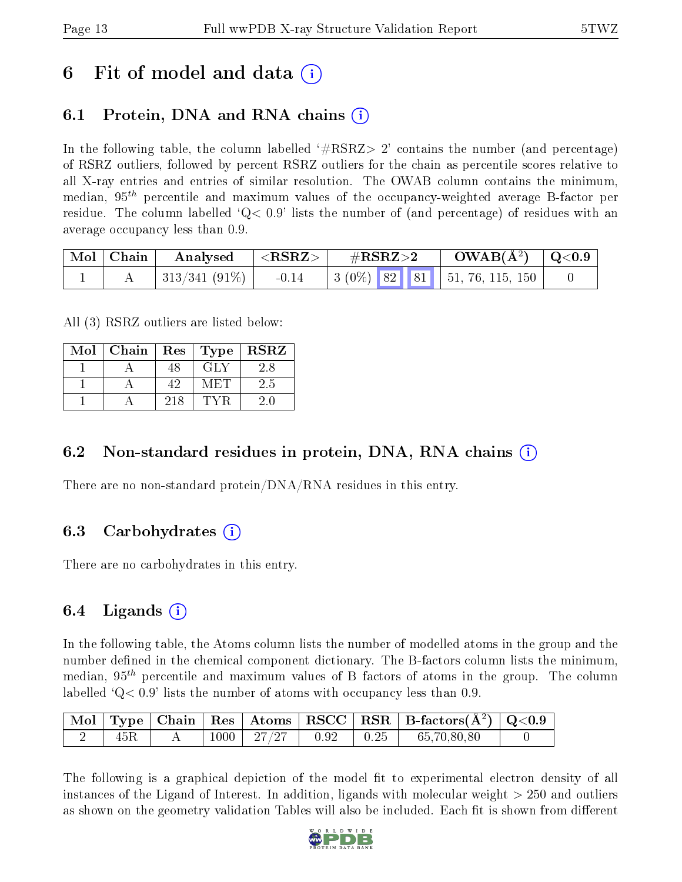# 6 Fit of model and data (i)

## 6.1 Protein, DNA and RNA chains (i)

In the following table, the column labelled '#RSRZ> 2' contains the number (and percentage) of RSRZ outliers, followed by percent RSRZ outliers for the chain as percentile scores relative to all X-ray entries and entries of similar resolution. The OWAB column contains the minimum, median, $95^{th}$ percentile and maximum values of the occupancy-weighted average B-factor per residue. The column labelled 'Q< 0.9' lists the number of (and percentage) of residues with an average occupancy less than 0.9.

| Mol | Chain | Analysed | <RSRZ> | #RSRZ>2 | | | OWAB(Å$^2$) | Q<0.9 |
|---|---|---|---|---|---|---|---|---|
| 1 | A | 313/341 (91%) | -0.14 | 3 (0%) | 82 | 81 | 51, 76, 115, 150 | 0 |

All (3) RSRZ outliers are listed below:

| Mol | Chain | Res | Type | RSRZ |
|---|---|---|---|---|
| 1 | A | 48 | GLY | 2.8 |
| 1 | A | 42 | MET | 2.5 |
| 1 | A | 218 | TYR | 2.0 |

## 6.2 Non-standard residues in protein, DNA, RNA chains (i)

There are no non-standard protein/DNA/RNA residues in this entry.

## 6.3 Carbohydrates (i)

There are no carbohydrates in this entry.

## 6.4 Ligands (i)

In the following table, the Atoms column lists the number of modelled atoms in the group and the number defined in the chemical component dictionary. The B-factors column lists the minimum, median, $95^{th}$ percentile and maximum values of B factors of atoms in the group. The column labelled 'Q< 0.9' lists the number of atoms with occupancy less than 0.9.

| Mol | Type | Chain | Res | Atoms | RSCC | RSR | B-factors(Å$^2$) | Q<0.9 |
|---|---|---|---|---|---|---|---|---|
| 2 | 45R | A | 1000 | 27/27 | 0.92 | 0.25 | 65,70,80,80 | 0 |

The following is a graphical depiction of the model fit to experimental electron density of all instances of the Ligand of Interest. In addition, ligands with molecular weight > 250 and outliers as shown on the geometry validation Tables will also be included. Each fit is shown from different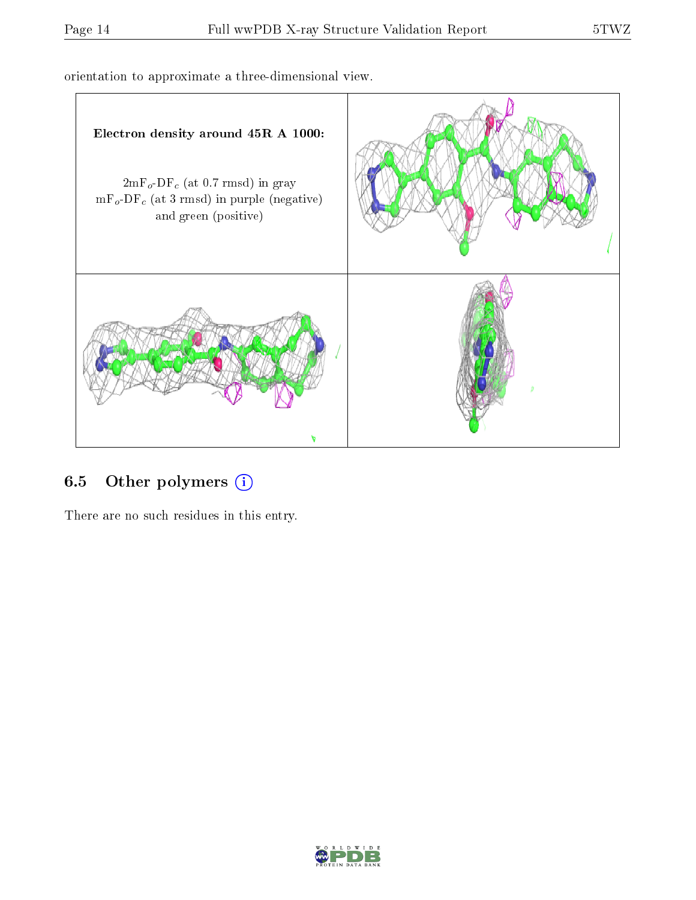orientation to approximate a three-dimensional view.

**Electron density around 45R A 1000:**

$2mF_o$-$DF_c$ (at 0.7 rmsd) in gray
$mF_o$-$DF_c$ (at 3 rmsd) in purple (negative)
and green (positive)

## 6.5 Other polymers

There are no such residues in this entry.